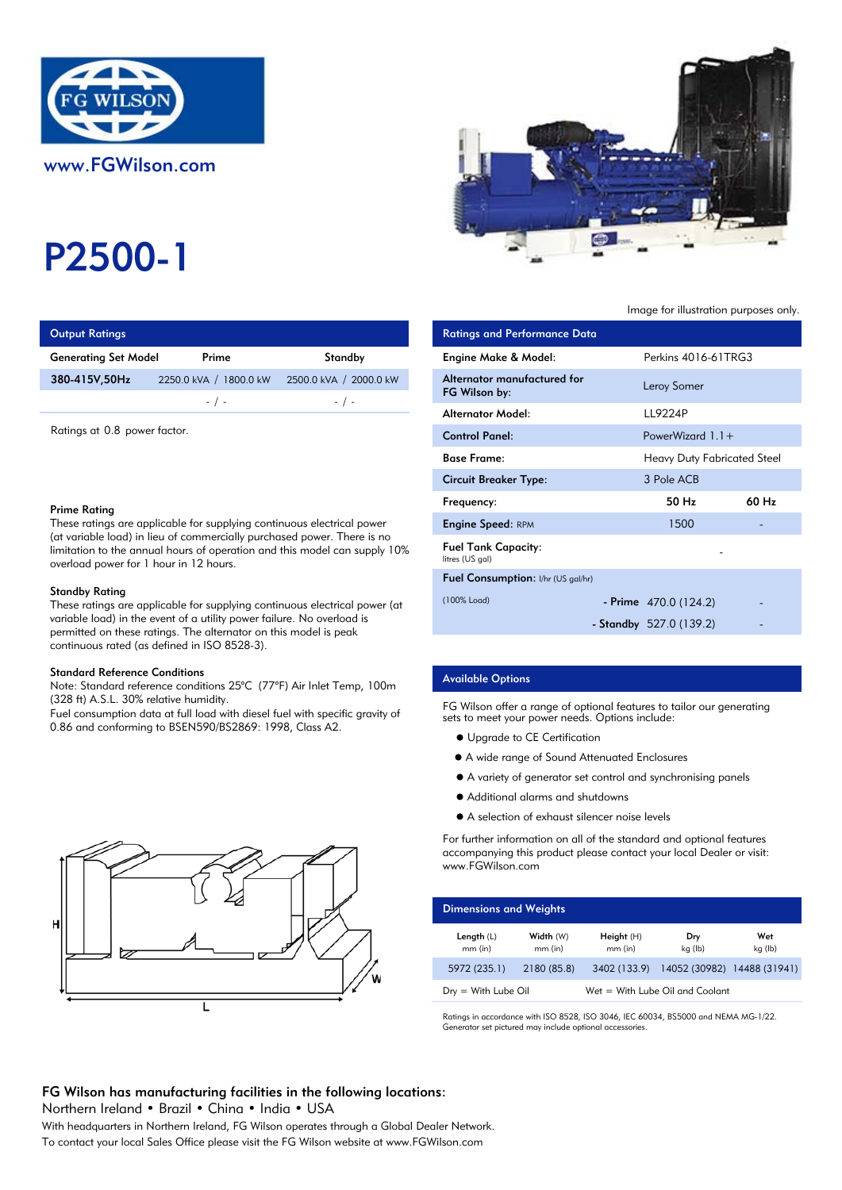www.FGWilson.com

# P2500-1

Image for illustration purposes only.

## Output Ratings

| Generating Set Model | Prime | Standby |
|---|---|---|
| 380-415V,50Hz | 2250.0 kVA / 1800.0 kW | 2500.0 kVA / 2000.0 kW |
| | - / - | - / - |

Ratings at 0.8 power factor.

## Ratings and Performance Data

| | | |
|---|---|---|
| Engine Make & Model: | Perkins 4016-61TRG3 | |
| Alternator manufactured for FG Wilson by: | Leroy Somer | |
| Alternator Model: | LL9224P | |
| Control Panel: | PowerWizard 1.1+ | |
| Base Frame: | Heavy Duty Fabricated Steel | |
| Circuit Breaker Type: | 3 Pole ACB | |
| Frequency: | 50 Hz | 60 Hz |
| Engine Speed: RPM | 1500 | - |
| Fuel Tank Capacity: litres (US gal) | - | |
| Fuel Consumption: l/hr (US gal/hr) | | |
| (100% Load) - Prime | 470.0 (124.2) | - |
| - Standby | 527.0 (139.2) | - |

### Prime Rating

These ratings are applicable for supplying continuous electrical power (at variable load) in lieu of commercially purchased power. There is no limitation to the annual hours of operation and this model can supply 10% overload power for 1 hour in 12 hours.

### Standby Rating

These ratings are applicable for supplying continuous electrical power (at variable load) in the event of a utility power failure. No overload is permitted on these ratings. The alternator on this model is peak continuous rated (as defined in ISO 8528-3).

### Standard Reference Conditions

Note: Standard reference conditions 25°C (77°F) Air Inlet Temp, 100m (328 ft) A.S.L. 30% relative humidity.
Fuel consumption data at full load with diesel fuel with specific gravity of 0.86 and conforming to BSEN590/BS2869: 1998, Class A2.

## Available Options

FG Wilson offer a range of optional features to tailor our generating sets to meet your power needs. Options include:

- Upgrade to CE Certification
- A wide range of Sound Attenuated Enclosures
- A variety of generator set control and synchronising panels
- Additional alarms and shutdowns
- A selection of exhaust silencer noise levels

For further information on all of the standard and optional features accompanying this product please contact your local Dealer or visit: www.FGWilson.com

## Dimensions and Weights

| Length (L) mm (in) | Width (W) mm (in) | Height (H) mm (in) | Dry kg (lb) | Wet kg (lb) |
|---|---|---|---|---|
| 5972 (235.1) | 2180 (85.8) | 3402 (133.9) | 14052 (30982) | 14488 (31941) |

Dry = With Lube Oil    Wet = With Lube Oil and Coolant

Ratings in accordance with ISO 8528, ISO 3046, IEC 60034, BS5000 and NEMA MG-1/22.
Generator set pictured may include optional accessories.

**FG Wilson has manufacturing facilities in the following locations:**
Northern Ireland • Brazil • China • India • USA
With headquarters in Northern Ireland, FG Wilson operates through a Global Dealer Network.
To contact your local Sales Office please visit the FG Wilson website at www.FGWilson.com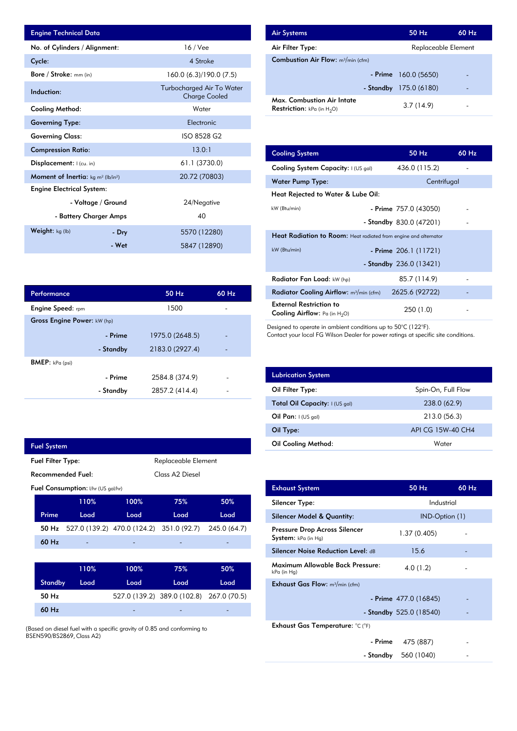| Engine Technical Data | | |
|---|---|---|
| No. of Cylinders / Alignment: | | 16 / Vee |
| Cycle: | | 4 Stroke |
| Bore / Stroke: mm (in) | | 160.0 (6.3)/190.0 (7.5) |
| Induction: | | Turbocharged Air To Water Charge Cooled |
| Cooling Method: | | Water |
| Governing Type: | | Electronic |
| Governing Class: | | ISO 8528 G2 |
| Compression Ratio: | | 13.0:1 |
| Displacement: l (cu. in) | | 61.1 (3730.0) |
| Moment of Inertia: kg m² (lb/in²) | | 20.72 (70803) |
| Engine Electrical System: | | |
| | - Voltage / Ground | 24/Negative |
| | - Battery Charger Amps | 40 |
| Weight: kg (lb) | - Dry | 5570 (12280) |
| | - Wet | 5847 (12890) |

| Performance | | 50 Hz | 60 Hz |
|---|---|---|---|
| Engine Speed: rpm | | 1500 | - |
| Gross Engine Power: kW (hp) | | | |
| | - Prime | 1975.0 (2648.5) | - |
| | - Standby | 2183.0 (2927.4) | - |
| BMEP: kPa (psi) | | | |
| | - Prime | 2584.8 (374.9) | - |
| | - Standby | 2857.2 (414.4) | - |

**Fuel System**

Fuel Filter Type: Replaceable Element

Recommended Fuel: Class A2 Diesel

Fuel Consumption: l/hr (US gal/hr)

| Prime | 110% Load | 100% Load | 75% Load | 50% Load |
|---|---|---|---|---|
| 50 Hz | 527.0 (139.2) | 470.0 (124.2) | 351.0 (92.7) | 245.0 (64.7) |
| 60 Hz | - | - | - | - |

| Standby | 110% Load | 100% Load | 75% Load | 50% Load |
|---|---|---|---|---|
| 50 Hz | | 527.0 (139.2) | 389.0 (102.8) | 267.0 (70.5) |
| 60 Hz | | - | - | - |

(Based on diesel fuel with a specific gravity of 0.85 and conforming to BSEN590/BS2869, Class A2)

| Air Systems | | 50 Hz | 60 Hz |
|---|---|---|---|
| Air Filter Type: | | Replaceable Element | |
| Combustion Air Flow: m³/min (cfm) | | | |
| | - Prime | 160.0 (5650) | - |
| | - Standby | 175.0 (6180) | - |
| Max. Combustion Air Intate Restriction: kPa (in $H_2O$) | | 3.7 (14.9) | - |

| Cooling System | | 50 Hz | 60 Hz |
|---|---|---|---|
| Cooling System Capacity: l (US gal) | | 436.0 (115.2) | - |
| Water Pump Type: | | Centrifugal | |
| Heat Rejected to Water & Lube Oil: | | | |
| kW (Btu/min) | - Prime | 757.0 (43050) | - |
| | - Standby | 830.0 (47201) | - |
| Heat Radiation to Room: Heat radiated from engine and alternator | | | |
| kW (Btu/min) | - Prime | 206.1 (11721) | - |
| | - Standby | 236.0 (13421) | - |
| Radiator Fan Load: kW (hp) | | 85.7 (114.9) | - |
| Radiator Cooling Airflow: m³/min (cfm) | | 2625.6 (92722) | - |
| External Restriction to Cooling Airflow: Pa (in $H_2O$) | | 250 (1.0) | - |

Designed to operate in ambient conditions up to 50°C (122°F).
Contact your local FG Wilson Dealer for power ratings at specific site conditions.

| Lubrication System | |
|---|---|
| Oil Filter Type: | Spin-On, Full Flow |
| Total Oil Capacity: l (US gal) | 238.0 (62.9) |
| Oil Pan: l (US gal) | 213.0 (56.3) |
| Oil Type: | API CG 15W-40 CH4 |
| Oil Cooling Method: | Water |

| Exhaust System | | 50 Hz | 60 Hz |
|---|---|---|---|
| Silencer Type: | | Industrial | |
| Silencer Model & Quantity: | | IND-Option (1) | |
| Pressure Drop Across Silencer System: kPa (in Hg) | | 1.37 (0.405) | - |
| Silencer Noise Reduction Level: dB | | 15.6 | - |
| Maximum Allowable Back Pressure: kPa (in Hg) | | 4.0 (1.2) | - |
| Exhaust Gas Flow: m³/min (cfm) | | | |
| | - Prime | 477.0 (16845) | - |
| | - Standby | 525.0 (18540) | - |
| Exhaust Gas Temperature: °C (°F) | | | |
| | - Prime | 475 (887) | - |
| | - Standby | 560 (1040) | - |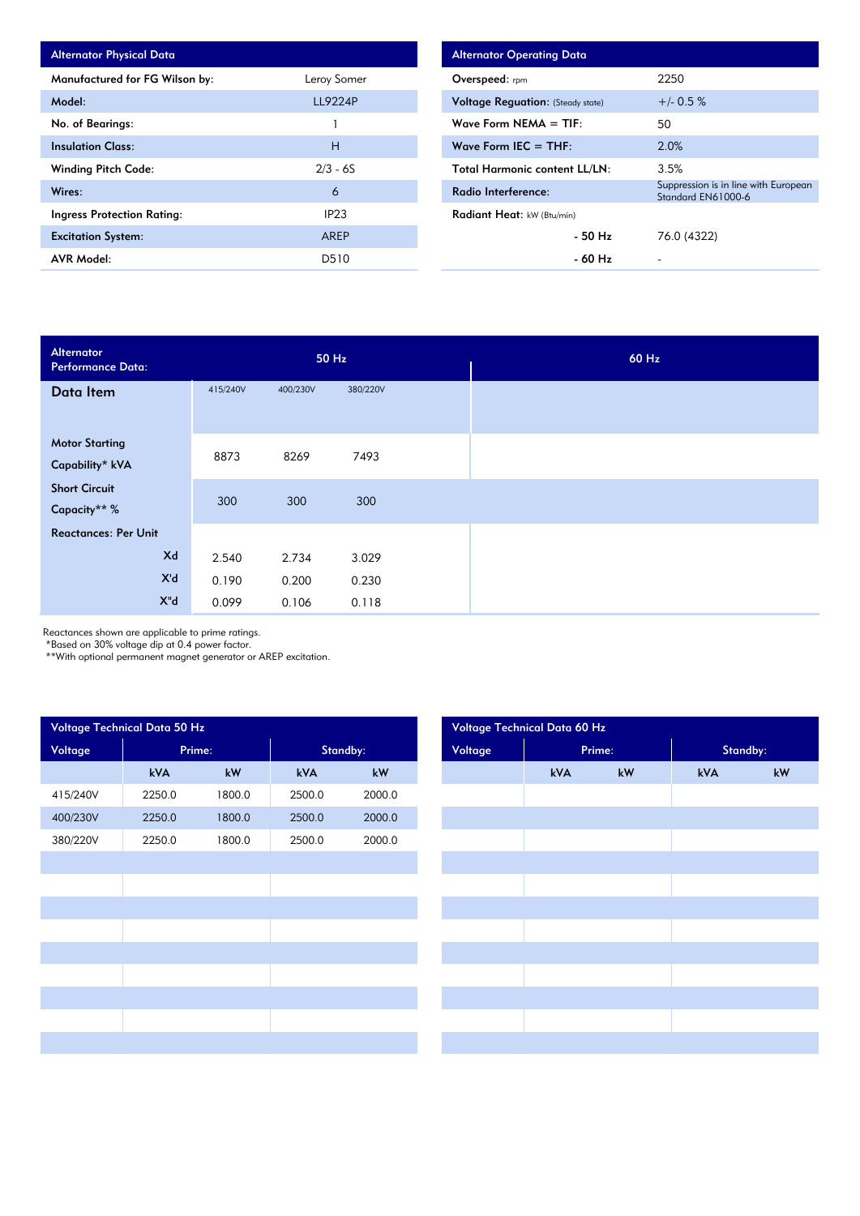| Alternator Physical Data | |
|---|---|
| Manufactured for FG Wilson by: | Leroy Somer |
| Model: | LL9224P |
| No. of Bearings: | 1 |
| Insulation Class: | H |
| Winding Pitch Code: | 2/3 - 6S |
| Wires: | 6 |
| Ingress Protection Rating: | IP23 |
| Excitation System: | AREP |
| AVR Model: | D510 |

| Alternator Operating Data | |
|---|---|
| Overspeed: rpm | 2250 |
| Voltage Reguation: (Steady state) | +/- 0.5 % |
| Wave Form NEMA = TIF: | 50 |
| Wave Form IEC = THF: | 2.0% |
| Total Harmonic content LL/LN: | 3.5% |
| Radio Interference: | Suppression is in line with European Standard EN61000-6 |
| Radiant Heat: kW (Btu/min) | |
| - 50 Hz | 76.0 (4322) |
| - 60 Hz | - |

| Alternator Performance Data: | 50 Hz | | | 60 Hz |
|---|---|---|---|---|
| Data Item | 415/240V | 400/230V | 380/220V | |
| Motor Starting Capability* kVA | 8873 | 8269 | 7493 | |
| Short Circuit Capacity** % | 300 | 300 | 300 | |
| Reactances: Per Unit | | | | |
| Xd | 2.540 | 2.734 | 3.029 | |
| X'd | 0.190 | 0.200 | 0.230 | |
| X"d | 0.099 | 0.106 | 0.118 | |

Reactances shown are applicable to prime ratings.
*Based on 30% voltage dip at 0.4 power factor.
**With optional permanent magnet generator or AREP excitation.

| Voltage Technical Data 50 Hz | | | | |
|---|---|---|---|---|
| Voltage | Prime: | | Standby: | |
| | kVA | kW | kVA | kW |
| 415/240V | 2250.0 | 1800.0 | 2500.0 | 2000.0 |
| 400/230V | 2250.0 | 1800.0 | 2500.0 | 2000.0 |
| 380/220V | 2250.0 | 1800.0 | 2500.0 | 2000.0 |

| Voltage Technical Data 60 Hz | | | | |
|---|---|---|---|---|
| Voltage | Prime: | | Standby: | |
| | kVA | kW | kVA | kW |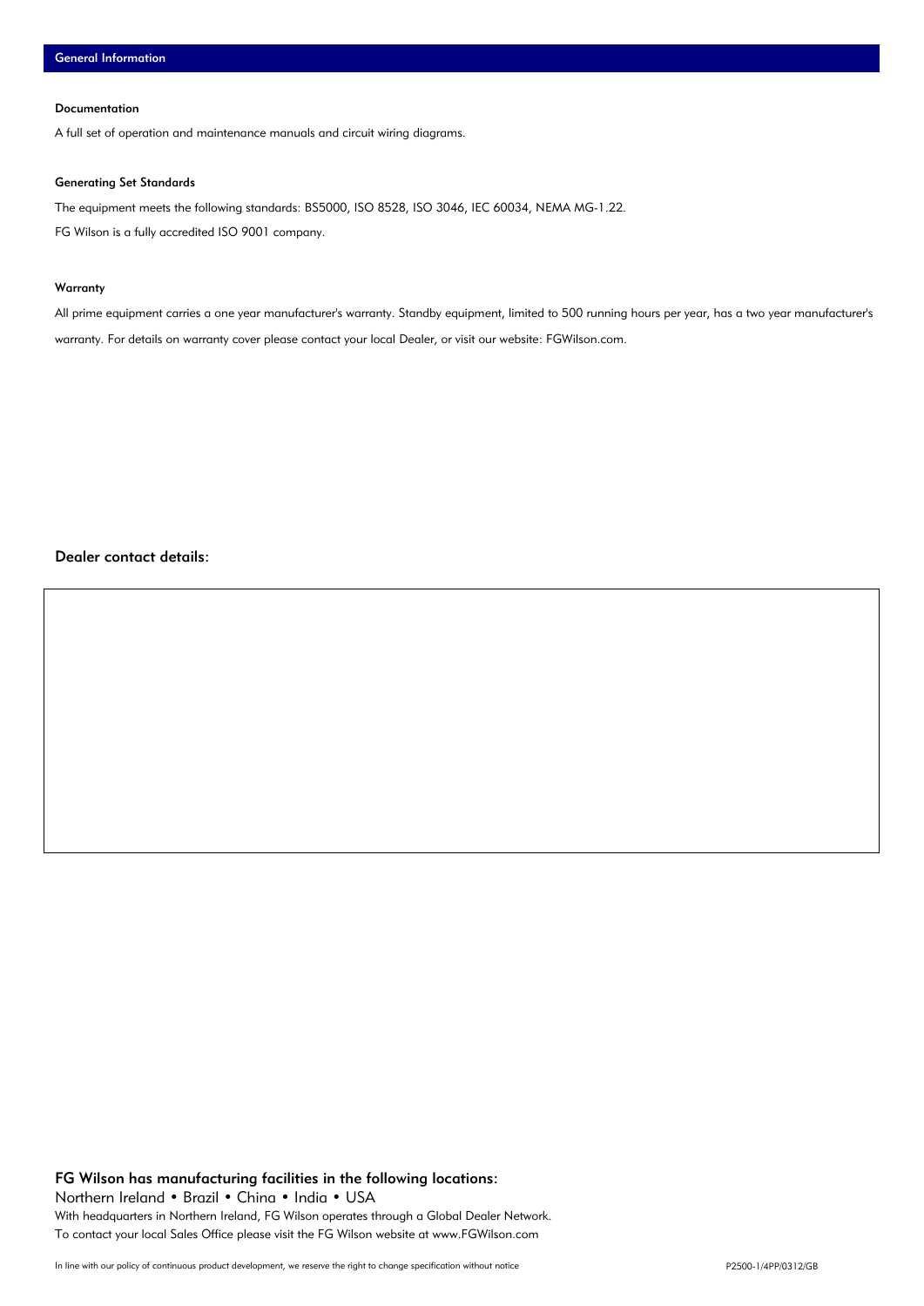## General Information

### Documentation

A full set of operation and maintenance manuals and circuit wiring diagrams.

### Generating Set Standards

The equipment meets the following standards: BS5000, ISO 8528, ISO 3046, IEC 60034, NEMA MG-1.22.

FG Wilson is a fully accredited ISO 9001 company.

### Warranty

All prime equipment carries a one year manufacturer's warranty. Standby equipment, limited to 500 running hours per year, has a two year manufacturer's warranty. For details on warranty cover please contact your local Dealer, or visit our website: FGWilson.com.

**Dealer contact details:**

**FG Wilson has manufacturing facilities in the following locations:**

Northern Ireland • Brazil • China • India • USA

With headquarters in Northern Ireland, FG Wilson operates through a Global Dealer Network.

To contact your local Sales Office please visit the FG Wilson website at www.FGWilson.com

In line with our policy of continuous product development, we reserve the right to change specification without notice

P2500-1/4PP/0312/GB